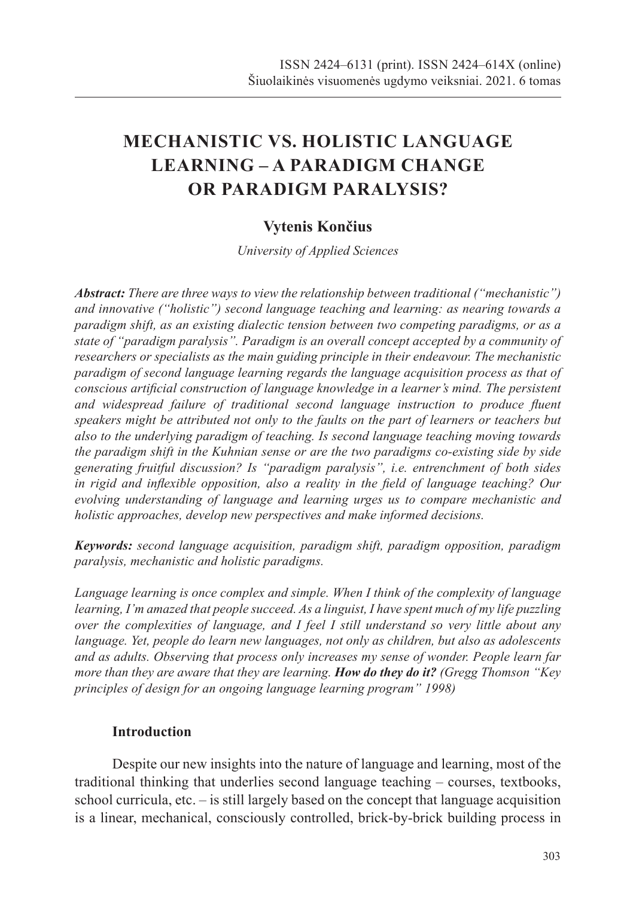# MECHANISTIC VS. HOLISTIC LANGUAGE LEARNING – A PARADIGM CHANGE OR PARADIGM PARALYSIS?

**Vytenis Končius**

*University of Applied Sciences*

***Abstract:*** *There are three ways to view the relationship between traditional ("mechanistic") and innovative ("holistic") second language teaching and learning: as nearing towards a paradigm shift, as an existing dialectic tension between two competing paradigms, or as a state of "paradigm paralysis". Paradigm is an overall concept accepted by a community of researchers or specialists as the main guiding principle in their endeavour. The mechanistic paradigm of second language learning regards the language acquisition process as that of conscious artificial construction of language knowledge in a learner's mind. The persistent and widespread failure of traditional second language instruction to produce fluent speakers might be attributed not only to the faults on the part of learners or teachers but also to the underlying paradigm of teaching. Is second language teaching moving towards the paradigm shift in the Kuhnian sense or are the two paradigms co-existing side by side generating fruitful discussion? Is "paradigm paralysis", i.e. entrenchment of both sides in rigid and inflexible opposition, also a reality in the field of language teaching? Our evolving understanding of language and learning urges us to compare mechanistic and holistic approaches, develop new perspectives and make informed decisions.*

***Keywords:*** *second language acquisition, paradigm shift, paradigm opposition, paradigm paralysis, mechanistic and holistic paradigms.*

*Language learning is once complex and simple. When I think of the complexity of language learning, I'm amazed that people succeed. As a linguist, I have spent much of my life puzzling over the complexities of language, and I feel I still understand so very little about any language. Yet, people do learn new languages, not only as children, but also as adolescents and as adults. Observing that process only increases my sense of wonder. People learn far more than they are aware that they are learning.* ***How do they do it?*** *(Gregg Thomson "Key principles of design for an ongoing language learning program" 1998)*

## Introduction

Despite our new insights into the nature of language and learning, most of the traditional thinking that underlies second language teaching – courses, textbooks, school curricula, etc. – is still largely based on the concept that language acquisition is a linear, mechanical, consciously controlled, brick-by-brick building process in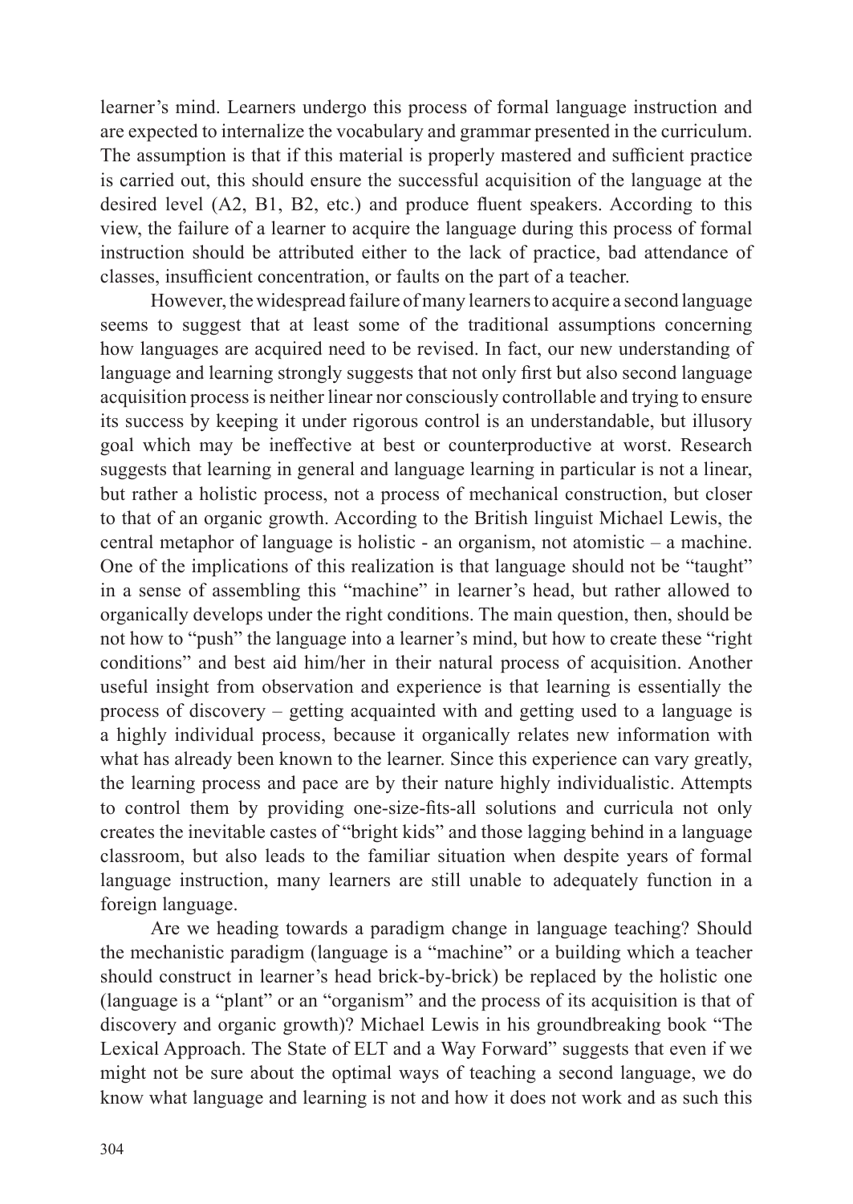learner's mind. Learners undergo this process of formal language instruction and are expected to internalize the vocabulary and grammar presented in the curriculum. The assumption is that if this material is properly mastered and sufficient practice is carried out, this should ensure the successful acquisition of the language at the desired level (A2, B1, B2, etc.) and produce fluent speakers. According to this view, the failure of a learner to acquire the language during this process of formal instruction should be attributed either to the lack of practice, bad attendance of classes, insufficient concentration, or faults on the part of a teacher.

However, the widespread failure of many learners to acquire a second language seems to suggest that at least some of the traditional assumptions concerning how languages are acquired need to be revised. In fact, our new understanding of language and learning strongly suggests that not only first but also second language acquisition process is neither linear nor consciously controllable and trying to ensure its success by keeping it under rigorous control is an understandable, but illusory goal which may be ineffective at best or counterproductive at worst. Research suggests that learning in general and language learning in particular is not a linear, but rather a holistic process, not a process of mechanical construction, but closer to that of an organic growth. According to the British linguist Michael Lewis, the central metaphor of language is holistic - an organism, not atomistic – a machine. One of the implications of this realization is that language should not be "taught" in a sense of assembling this "machine" in learner's head, but rather allowed to organically develops under the right conditions. The main question, then, should be not how to "push" the language into a learner's mind, but how to create these "right conditions" and best aid him/her in their natural process of acquisition. Another useful insight from observation and experience is that learning is essentially the process of discovery – getting acquainted with and getting used to a language is a highly individual process, because it organically relates new information with what has already been known to the learner. Since this experience can vary greatly, the learning process and pace are by their nature highly individualistic. Attempts to control them by providing one-size-fits-all solutions and curricula not only creates the inevitable castes of "bright kids" and those lagging behind in a language classroom, but also leads to the familiar situation when despite years of formal language instruction, many learners are still unable to adequately function in a foreign language.

Are we heading towards a paradigm change in language teaching? Should the mechanistic paradigm (language is a "machine" or a building which a teacher should construct in learner's head brick-by-brick) be replaced by the holistic one (language is a "plant" or an "organism" and the process of its acquisition is that of discovery and organic growth)? Michael Lewis in his groundbreaking book "The Lexical Approach. The State of ELT and a Way Forward" suggests that even if we might not be sure about the optimal ways of teaching a second language, we do know what language and learning is not and how it does not work and as such this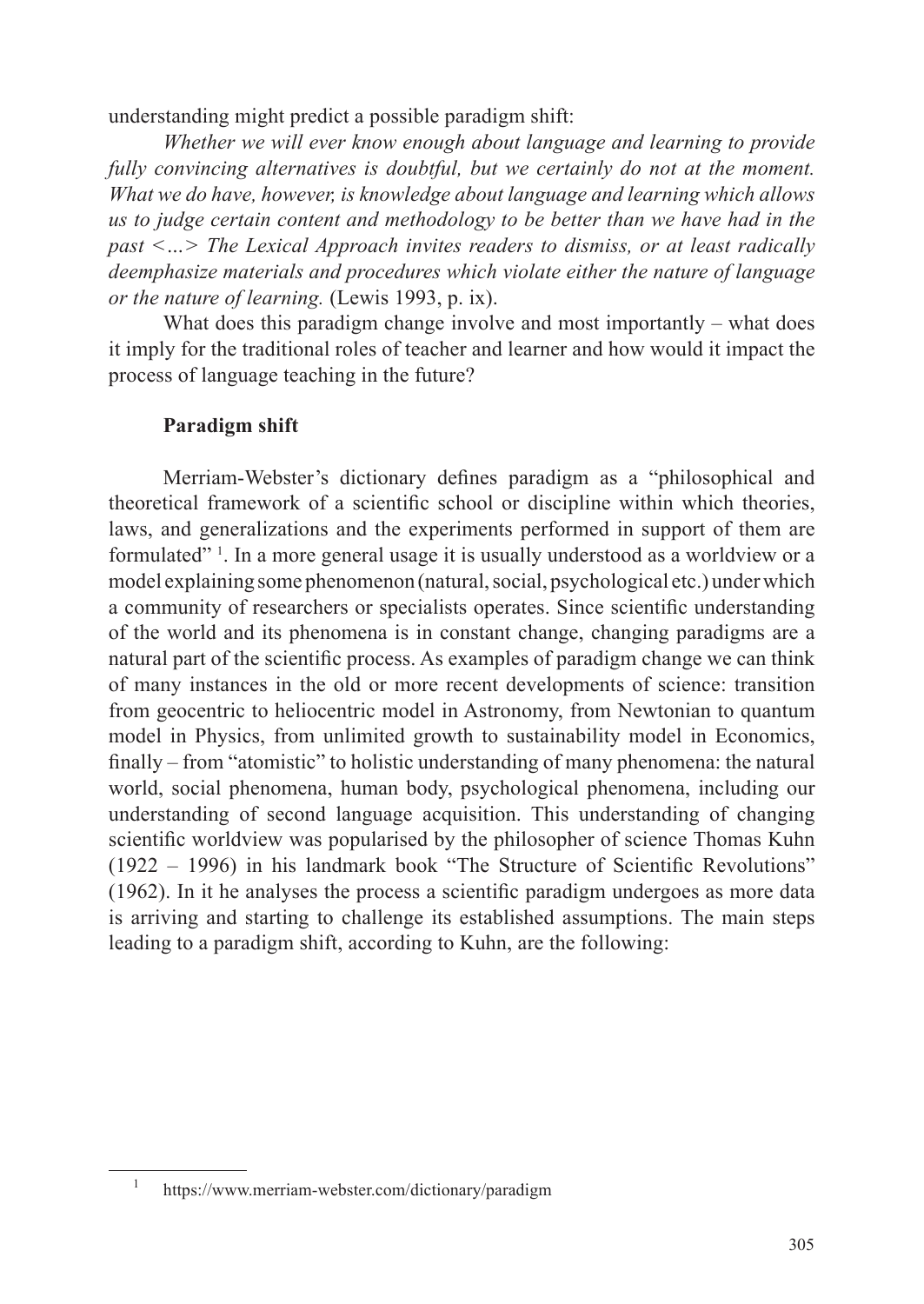understanding might predict a possible paradigm shift:

*Whether we will ever know enough about language and learning to provide fully convincing alternatives is doubtful, but we certainly do not at the moment. What we do have, however, is knowledge about language and learning which allows us to judge certain content and methodology to be better than we have had in the past <…> The Lexical Approach invites readers to dismiss, or at least radically deemphasize materials and procedures which violate either the nature of language or the nature of learning.* (Lewis 1993, p. ix).

What does this paradigm change involve and most importantly – what does it imply for the traditional roles of teacher and learner and how would it impact the process of language teaching in the future?

## Paradigm shift

Merriam-Webster's dictionary defines paradigm as a "philosophical and theoretical framework of a scientific school or discipline within which theories, laws, and generalizations and the experiments performed in support of them are formulated" [1]. In a more general usage it is usually understood as a worldview or a model explaining some phenomenon (natural, social, psychological etc.) under which a community of researchers or specialists operates. Since scientific understanding of the world and its phenomena is in constant change, changing paradigms are a natural part of the scientific process. As examples of paradigm change we can think of many instances in the old or more recent developments of science: transition from geocentric to heliocentric model in Astronomy, from Newtonian to quantum model in Physics, from unlimited growth to sustainability model in Economics, finally – from "atomistic" to holistic understanding of many phenomena: the natural world, social phenomena, human body, psychological phenomena, including our understanding of second language acquisition. This understanding of changing scientific worldview was popularised by the philosopher of science Thomas Kuhn (1922 – 1996) in his landmark book "The Structure of Scientific Revolutions" (1962). In it he analyses the process a scientific paradigm undergoes as more data is arriving and starting to challenge its established assumptions. The main steps leading to a paradigm shift, according to Kuhn, are the following:

[1] https://www.merriam-webster.com/dictionary/paradigm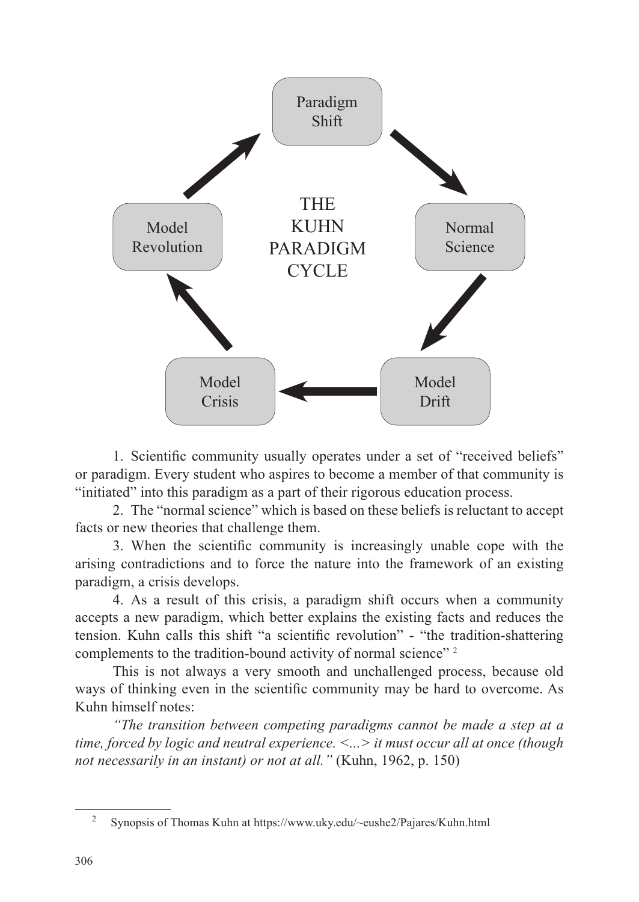1. Scientific community usually operates under a set of "received beliefs" or paradigm. Every student who aspires to become a member of that community is "initiated" into this paradigm as a part of their rigorous education process.

2. The "normal science" which is based on these beliefs is reluctant to accept facts or new theories that challenge them.

3. When the scientific community is increasingly unable cope with the arising contradictions and to force the nature into the framework of an existing paradigm, a crisis develops.

4. As a result of this crisis, a paradigm shift occurs when a community accepts a new paradigm, which better explains the existing facts and reduces the tension. Kuhn calls this shift "a scientific revolution" - "the tradition-shattering complements to the tradition-bound activity of normal science" [2]

This is not always a very smooth and unchallenged process, because old ways of thinking even in the scientific community may be hard to overcome. As Kuhn himself notes:

*"The transition between competing paradigms cannot be made a step at a time, forced by logic and neutral experience. <...> it must occur all at once (though not necessarily in an instant) or not at all."* (Kuhn, 1962, p. 150)

[2] Synopsis of Thomas Kuhn at https://www.uky.edu/~eushe2/Pajares/Kuhn.html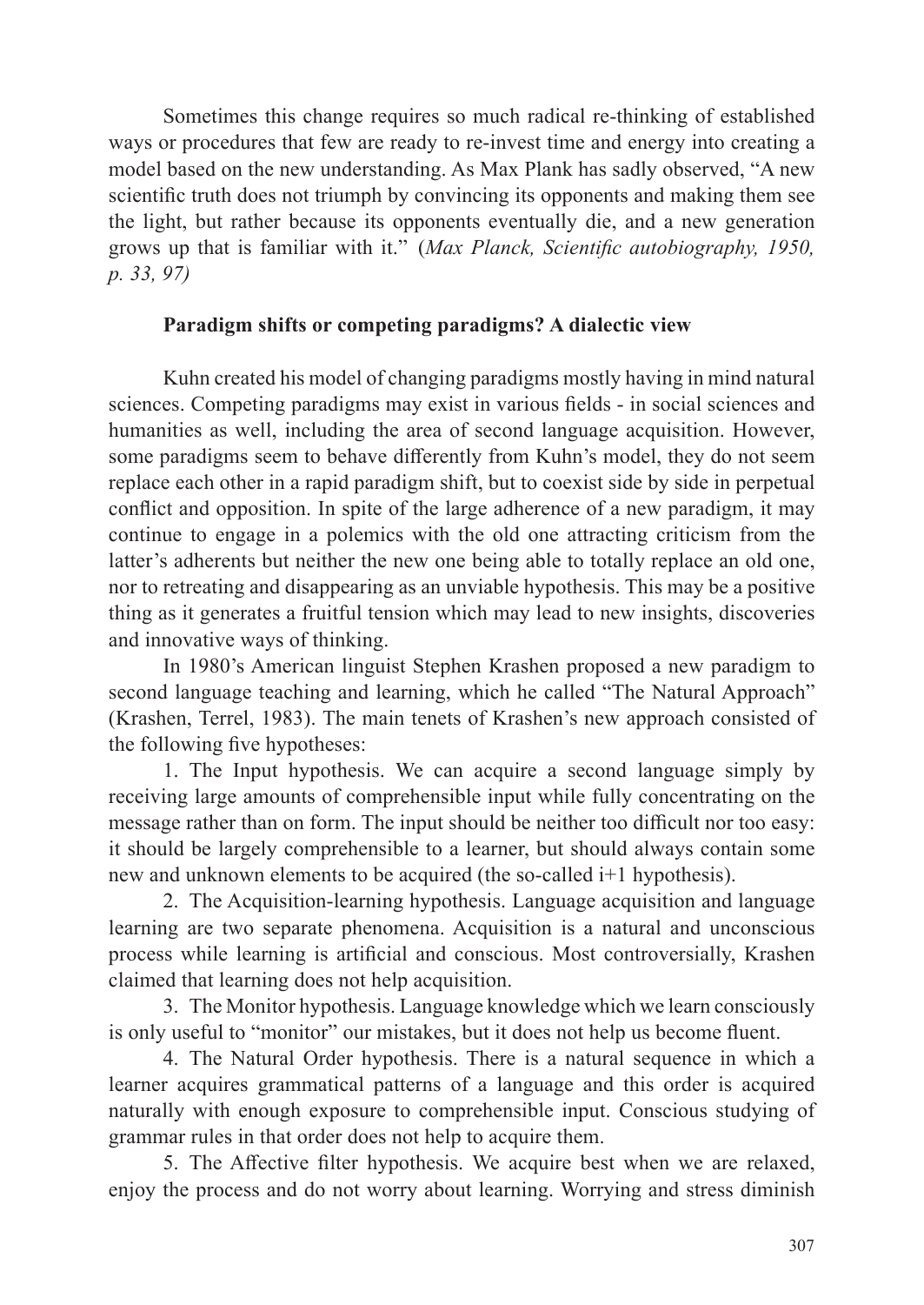Sometimes this change requires so much radical re-thinking of established ways or procedures that few are ready to re-invest time and energy into creating a model based on the new understanding. As Max Plank has sadly observed, "A new scientific truth does not triumph by convincing its opponents and making them see the light, but rather because its opponents eventually die, and a new generation grows up that is familiar with it." (*Max Planck, Scientific autobiography, 1950, p. 33, 97)*

## Paradigm shifts or competing paradigms? A dialectic view

Kuhn created his model of changing paradigms mostly having in mind natural sciences. Competing paradigms may exist in various fields - in social sciences and humanities as well, including the area of second language acquisition. However, some paradigms seem to behave differently from Kuhn's model, they do not seem replace each other in a rapid paradigm shift, but to coexist side by side in perpetual conflict and opposition. In spite of the large adherence of a new paradigm, it may continue to engage in a polemics with the old one attracting criticism from the latter's adherents but neither the new one being able to totally replace an old one, nor to retreating and disappearing as an unviable hypothesis. This may be a positive thing as it generates a fruitful tension which may lead to new insights, discoveries and innovative ways of thinking.

In 1980's American linguist Stephen Krashen proposed a new paradigm to second language teaching and learning, which he called "The Natural Approach" (Krashen, Terrel, 1983). The main tenets of Krashen's new approach consisted of the following five hypotheses:

1. The Input hypothesis. We can acquire a second language simply by receiving large amounts of comprehensible input while fully concentrating on the message rather than on form. The input should be neither too difficult nor too easy: it should be largely comprehensible to a learner, but should always contain some new and unknown elements to be acquired (the so-called i+1 hypothesis).

2. The Acquisition-learning hypothesis. Language acquisition and language learning are two separate phenomena. Acquisition is a natural and unconscious process while learning is artificial and conscious. Most controversially, Krashen claimed that learning does not help acquisition.

3. The Monitor hypothesis. Language knowledge which we learn consciously is only useful to "monitor" our mistakes, but it does not help us become fluent.

4. The Natural Order hypothesis. There is a natural sequence in which a learner acquires grammatical patterns of a language and this order is acquired naturally with enough exposure to comprehensible input. Conscious studying of grammar rules in that order does not help to acquire them.

5. The Affective filter hypothesis. We acquire best when we are relaxed, enjoy the process and do not worry about learning. Worrying and stress diminish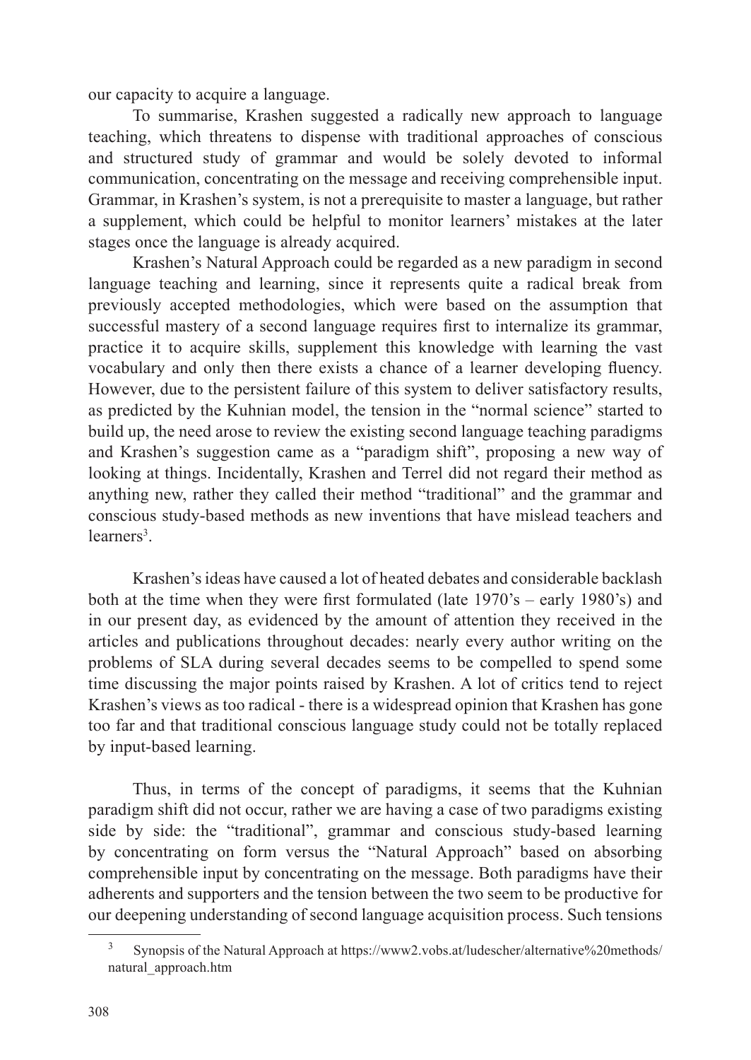our capacity to acquire a language.

To summarise, Krashen suggested a radically new approach to language teaching, which threatens to dispense with traditional approaches of conscious and structured study of grammar and would be solely devoted to informal communication, concentrating on the message and receiving comprehensible input. Grammar, in Krashen's system, is not a prerequisite to master a language, but rather a supplement, which could be helpful to monitor learners' mistakes at the later stages once the language is already acquired.

Krashen's Natural Approach could be regarded as a new paradigm in second language teaching and learning, since it represents quite a radical break from previously accepted methodologies, which were based on the assumption that successful mastery of a second language requires first to internalize its grammar, practice it to acquire skills, supplement this knowledge with learning the vast vocabulary and only then there exists a chance of a learner developing fluency. However, due to the persistent failure of this system to deliver satisfactory results, as predicted by the Kuhnian model, the tension in the "normal science" started to build up, the need arose to review the existing second language teaching paradigms and Krashen's suggestion came as a "paradigm shift", proposing a new way of looking at things. Incidentally, Krashen and Terrel did not regard their method as anything new, rather they called their method "traditional" and the grammar and conscious study-based methods as new inventions that have mislead teachers and learners[3].

Krashen's ideas have caused a lot of heated debates and considerable backlash both at the time when they were first formulated (late 1970's – early 1980's) and in our present day, as evidenced by the amount of attention they received in the articles and publications throughout decades: nearly every author writing on the problems of SLA during several decades seems to be compelled to spend some time discussing the major points raised by Krashen. A lot of critics tend to reject Krashen's views as too radical - there is a widespread opinion that Krashen has gone too far and that traditional conscious language study could not be totally replaced by input-based learning.

Thus, in terms of the concept of paradigms, it seems that the Kuhnian paradigm shift did not occur, rather we are having a case of two paradigms existing side by side: the "traditional", grammar and conscious study-based learning by concentrating on form versus the "Natural Approach" based on absorbing comprehensible input by concentrating on the message. Both paradigms have their adherents and supporters and the tension between the two seem to be productive for our deepening understanding of second language acquisition process. Such tensions

[3] Synopsis of the Natural Approach at https://www2.vobs.at/ludescher/alternative%20methods/natural_approach.htm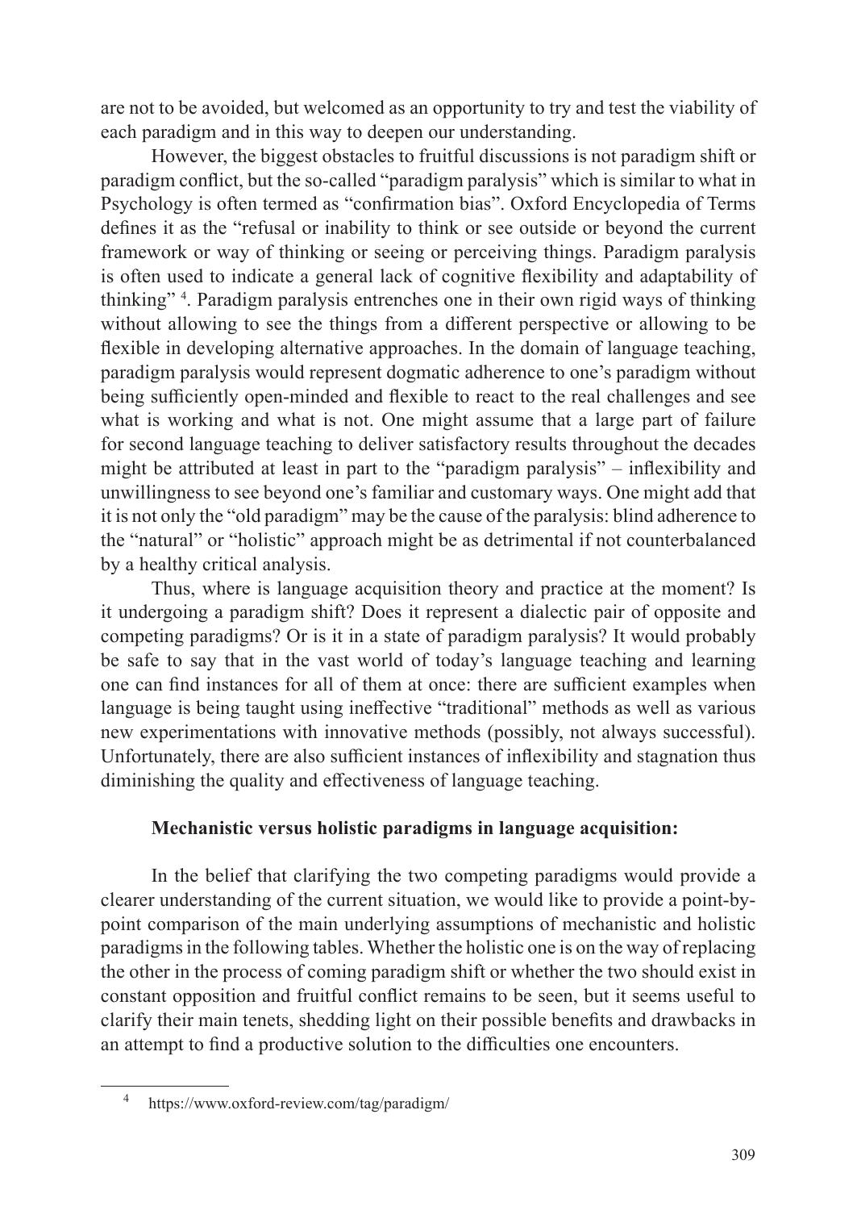are not to be avoided, but welcomed as an opportunity to try and test the viability of each paradigm and in this way to deepen our understanding.

However, the biggest obstacles to fruitful discussions is not paradigm shift or paradigm conflict, but the so-called "paradigm paralysis" which is similar to what in Psychology is often termed as "confirmation bias". Oxford Encyclopedia of Terms defines it as the "refusal or inability to think or see outside or beyond the current framework or way of thinking or seeing or perceiving things. Paradigm paralysis is often used to indicate a general lack of cognitive flexibility and adaptability of thinking" [4]. Paradigm paralysis entrenches one in their own rigid ways of thinking without allowing to see the things from a different perspective or allowing to be flexible in developing alternative approaches. In the domain of language teaching, paradigm paralysis would represent dogmatic adherence to one's paradigm without being sufficiently open-minded and flexible to react to the real challenges and see what is working and what is not. One might assume that a large part of failure for second language teaching to deliver satisfactory results throughout the decades might be attributed at least in part to the "paradigm paralysis" – inflexibility and unwillingness to see beyond one's familiar and customary ways. One might add that it is not only the "old paradigm" may be the cause of the paralysis: blind adherence to the "natural" or "holistic" approach might be as detrimental if not counterbalanced by a healthy critical analysis.

Thus, where is language acquisition theory and practice at the moment? Is it undergoing a paradigm shift? Does it represent a dialectic pair of opposite and competing paradigms? Or is it in a state of paradigm paralysis? It would probably be safe to say that in the vast world of today's language teaching and learning one can find instances for all of them at once: there are sufficient examples when language is being taught using ineffective "traditional" methods as well as various new experimentations with innovative methods (possibly, not always successful). Unfortunately, there are also sufficient instances of inflexibility and stagnation thus diminishing the quality and effectiveness of language teaching.

**Mechanistic versus holistic paradigms in language acquisition:**

In the belief that clarifying the two competing paradigms would provide a clearer understanding of the current situation, we would like to provide a point-by-point comparison of the main underlying assumptions of mechanistic and holistic paradigms in the following tables. Whether the holistic one is on the way of replacing the other in the process of coming paradigm shift or whether the two should exist in constant opposition and fruitful conflict remains to be seen, but it seems useful to clarify their main tenets, shedding light on their possible benefits and drawbacks in an attempt to find a productive solution to the difficulties one encounters.

---

[4] https://www.oxford-review.com/tag/paradigm/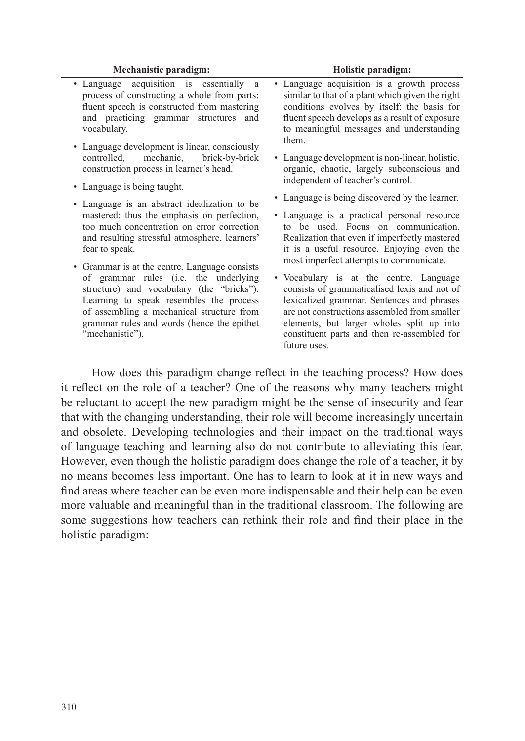| Mechanistic paradigm: | Holistic paradigm: |
|---|---|
| • Language acquisition is essentially a process of constructing a whole from parts: fluent speech is constructed from mastering and practicing grammar structures and vocabulary. | • Language acquisition is a growth process similar to that of a plant which given the right conditions evolves by itself: the basis for fluent speech develops as a result of exposure to meaningful messages and understanding them. |
| • Language development is linear, consciously controlled, mechanic, brick-by-brick construction process in learner's head. | • Language development is non-linear, holistic, organic, chaotic, largely subconscious and independent of teacher's control. |
| • Language is being taught. | • Language is being discovered by the learner. |
| • Language is an abstract idealization to be mastered: thus the emphasis on perfection, too much concentration on error correction and resulting stressful atmosphere, learners' fear to speak. | • Language is a practical personal resource to be used. Focus on communication. Realization that even if imperfectly mastered it is a useful resource. Enjoying even the most imperfect attempts to communicate. |
| • Grammar is at the centre. Language consists of grammar rules (i.e. the underlying structure) and vocabulary (the "bricks"). Learning to speak resembles the process of assembling a mechanical structure from grammar rules and words (hence the epithet "mechanistic"). | • Vocabulary is at the centre. Language consists of grammaticalised lexis and not of lexicalized grammar. Sentences and phrases are not constructions assembled from smaller elements, but larger wholes split up into constituent parts and then re-assembled for future uses. |

How does this paradigm change reflect in the teaching process? How does it reflect on the role of a teacher? One of the reasons why many teachers might be reluctant to accept the new paradigm might be the sense of insecurity and fear that with the changing understanding, their role will become increasingly uncertain and obsolete. Developing technologies and their impact on the traditional ways of language teaching and learning also do not contribute to alleviating this fear. However, even though the holistic paradigm does change the role of a teacher, it by no means becomes less important. One has to learn to look at it in new ways and find areas where teacher can be even more indispensable and their help can be even more valuable and meaningful than in the traditional classroom. The following are some suggestions how teachers can rethink their role and find their place in the holistic paradigm: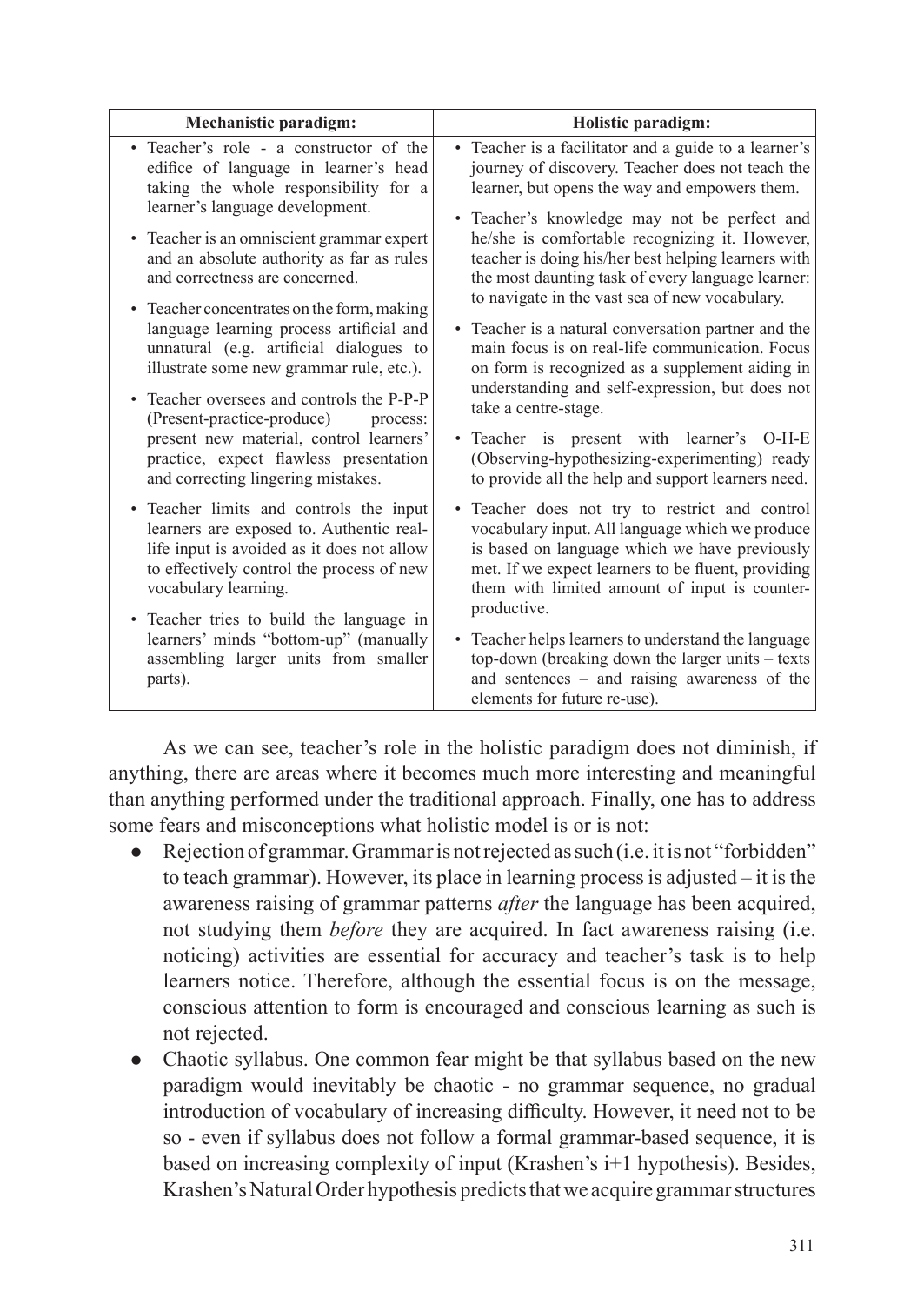| Mechanistic paradigm: | Holistic paradigm: |
|---|---|
| • Teacher's role - a constructor of the edifice of language in learner's head taking the whole responsibility for a learner's language development.<br>• Teacher is an omniscient grammar expert and an absolute authority as far as rules and correctness are concerned.<br>• Teacher concentrates on the form, making language learning process artificial and unnatural (e.g. artificial dialogues to illustrate some new grammar rule, etc.).<br>• Teacher oversees and controls the P-P-P (Present-practice-produce) process: present new material, control learners' practice, expect flawless presentation and correcting lingering mistakes.<br>• Teacher limits and controls the input learners are exposed to. Authentic real-life input is avoided as it does not allow to effectively control the process of new vocabulary learning.<br>• Teacher tries to build the language in learners' minds "bottom-up" (manually assembling larger units from smaller parts). | • Teacher is a facilitator and a guide to a learner's journey of discovery. Teacher does not teach the learner, but opens the way and empowers them.<br>• Teacher's knowledge may not be perfect and he/she is comfortable recognizing it. However, teacher is doing his/her best helping learners with the most daunting task of every language learner: to navigate in the vast sea of new vocabulary.<br>• Teacher is a natural conversation partner and the main focus is on real-life communication. Focus on form is recognized as a supplement aiding in understanding and self-expression, but does not take a centre-stage.<br>• Teacher is present with learner's O-H-E (Observing-hypothesizing-experimenting) ready to provide all the help and support learners need.<br>• Teacher does not try to restrict and control vocabulary input. All language which we produce is based on language which we have previously met. If we expect learners to be fluent, providing them with limited amount of input is counter-productive.<br>• Teacher helps learners to understand the language top-down (breaking down the larger units – texts and sentences – and raising awareness of the elements for future re-use). |

As we can see, teacher's role in the holistic paradigm does not diminish, if anything, there are areas where it becomes much more interesting and meaningful than anything performed under the traditional approach. Finally, one has to address some fears and misconceptions what holistic model is or is not:

- Rejection of grammar. Grammar is not rejected as such (i.e. it is not "forbidden" to teach grammar). However, its place in learning process is adjusted – it is the awareness raising of grammar patterns *after* the language has been acquired, not studying them *before* they are acquired. In fact awareness raising (i.e. noticing) activities are essential for accuracy and teacher's task is to help learners notice. Therefore, although the essential focus is on the message, conscious attention to form is encouraged and conscious learning as such is not rejected.
- Chaotic syllabus. One common fear might be that syllabus based on the new paradigm would inevitably be chaotic - no grammar sequence, no gradual introduction of vocabulary of increasing difficulty. However, it need not to be so - even if syllabus does not follow a formal grammar-based sequence, it is based on increasing complexity of input (Krashen's i+1 hypothesis). Besides, Krashen's Natural Order hypothesis predicts that we acquire grammar structures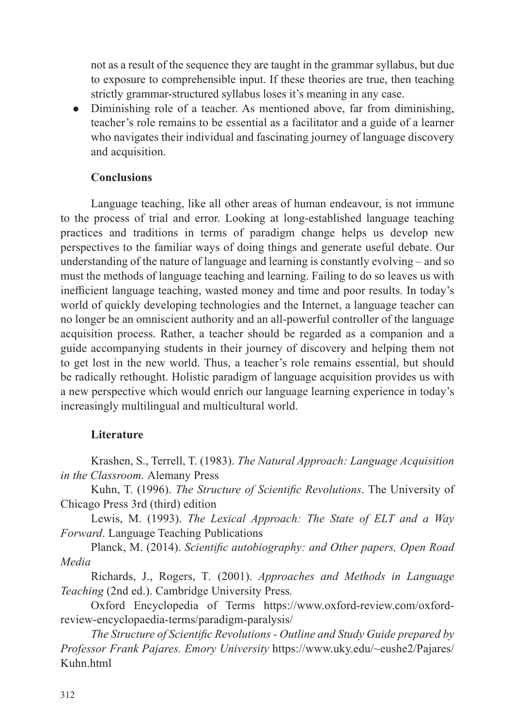not as a result of the sequence they are taught in the grammar syllabus, but due to exposure to comprehensible input. If these theories are true, then teaching strictly grammar-structured syllabus loses it's meaning in any case.

- Diminishing role of a teacher. As mentioned above, far from diminishing, teacher's role remains to be essential as a facilitator and a guide of a learner who navigates their individual and fascinating journey of language discovery and acquisition.

## Conclusions

Language teaching, like all other areas of human endeavour, is not immune to the process of trial and error. Looking at long-established language teaching practices and traditions in terms of paradigm change helps us develop new perspectives to the familiar ways of doing things and generate useful debate. Our understanding of the nature of language and learning is constantly evolving – and so must the methods of language teaching and learning. Failing to do so leaves us with inefficient language teaching, wasted money and time and poor results. In today's world of quickly developing technologies and the Internet, a language teacher can no longer be an omniscient authority and an all-powerful controller of the language acquisition process. Rather, a teacher should be regarded as a companion and a guide accompanying students in their journey of discovery and helping them not to get lost in the new world. Thus, a teacher's role remains essential, but should be radically rethought. Holistic paradigm of language acquisition provides us with a new perspective which would enrich our language learning experience in today's increasingly multilingual and multicultural world.

## Literature

Krashen, S., Terrell, T. (1983). *The Natural Approach: Language Acquisition in the Classroom.* Alemany Press

Kuhn, T. (1996). *The Structure of Scientific Revolutions*. The University of Chicago Press 3rd (third) edition

Lewis, M. (1993). *The Lexical Approach: The State of ELT and a Way Forward*. Language Teaching Publications

Planck, M. (2014). *Scientific autobiography: and Other papers, Open Road Media*

Richards, J., Rogers, T. (2001). *Approaches and Methods in Language Teaching* (2nd ed.). Cambridge University Press.

Oxford Encyclopedia of Terms https://www.oxford-review.com/oxford-review-encyclopaedia-terms/paradigm-paralysis/

*The Structure of Scientific Revolutions - Outline and Study Guide prepared by Professor Frank Pajares. Emory University* https://www.uky.edu/~eushe2/Pajares/Kuhn.html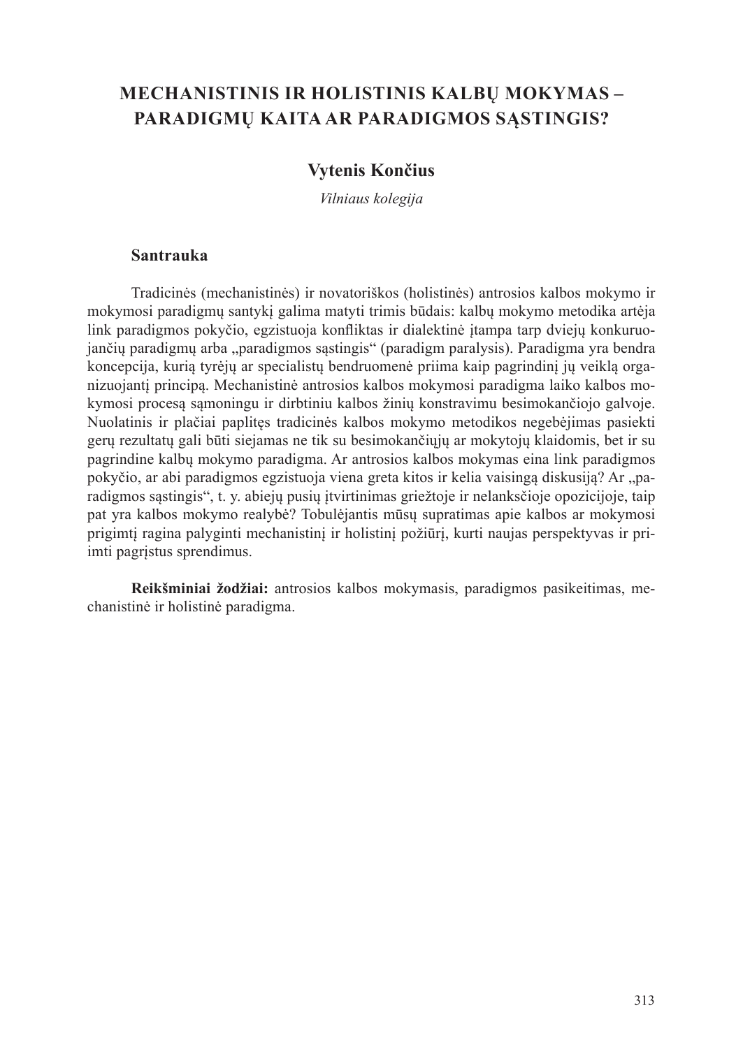# MECHANISTINIS IR HOLISTINIS KALBŲ MOKYMAS – PARADIGMŲ KAITA AR PARADIGMOS SĄSTINGIS?

**Vytenis Končius**

*Vilniaus kolegija*

## Santrauka

Tradicinės (mechanistinės) ir novatoriškos (holistinės) antrosios kalbos mokymo ir mokymosi paradigmų santykį galima matyti trimis būdais: kalbų mokymo metodika artėja link paradigmos pokyčio, egzistuoja konfliktas ir dialektinė įtampa tarp dviejų konkuruojančių paradigmų arba „paradigmos sąstingis" (paradigm paralysis). Paradigma yra bendra koncepcija, kurią tyrėjų ar specialistų bendruomenė priima kaip pagrindinį jų veiklą organizuojantį principą. Mechanistinė antrosios kalbos mokymosi paradigma laiko kalbos mokymosi procesą sąmoningu ir dirbtiniu kalbos žinių konstravimu besimokančiojo galvoje. Nuolatinis ir plačiai paplitęs tradicinės kalbos mokymo metodikos negebėjimas pasiekti gerų rezultatų gali būti siejamas ne tik su besimokančiųjų ar mokytojų klaidomis, bet ir su pagrindine kalbų mokymo paradigma. Ar antrosios kalbos mokymas eina link paradigmos pokyčio, ar abi paradigmos egzistuoja viena greta kitos ir kelia vaisingą diskusiją? Ar „paradigmos sąstingis", t. y. abiejų pusių įtvirtinimas griežtoje ir nelanksčioje opozicijoje, taip pat yra kalbos mokymo realybė? Tobulėjantis mūsų supratimas apie kalbos ar mokymosi prigimtį ragina palyginti mechanistinį ir holistinį požiūrį, kurti naujas perspektyvas ir priimti pagrįstus sprendimus.

**Reikšminiai žodžiai:** antrosios kalbos mokymasis, paradigmos pasikeitimas, mechanistinė ir holistinė paradigma.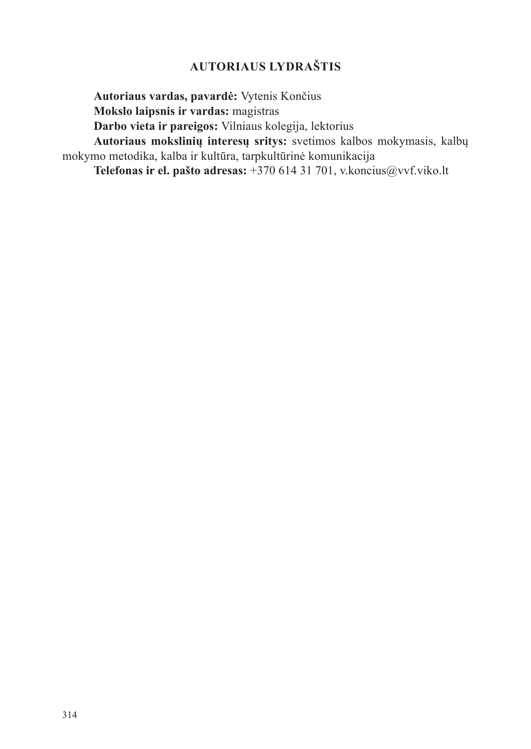## AUTORIAUS LYDRAŠTIS

**Autoriaus vardas, pavardė:** Vytenis Končius

**Mokslo laipsnis ir vardas:** magistras

**Darbo vieta ir pareigos:** Vilniaus kolegija, lektorius

**Autoriaus mokslinių interesų sritys:** svetimos kalbos mokymasis, kalbų mokymo metodika, kalba ir kultūra, tarpkultūrinė komunikacija

**Telefonas ir el. pašto adresas:** +370 614 31 701, v.koncius@vvf.viko.lt